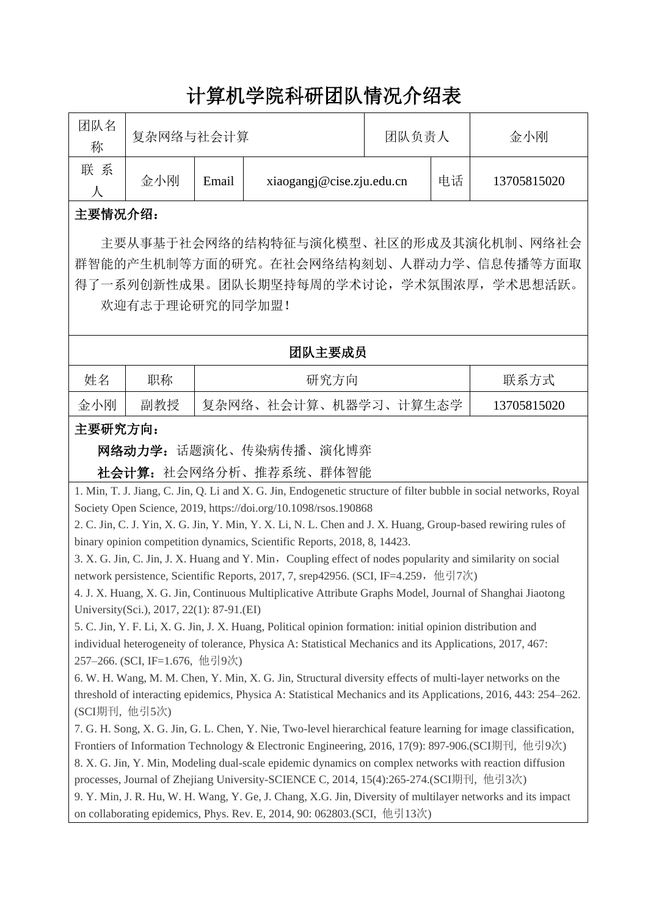# 计算机学院科研团队情况介绍表

| 团队名称 | 复杂网络与社会计算 | | | 团队负责人 | 金小刚 |
|---|---|---|---|---|---|
| 联系人 | 金小刚 | Email | xiaogangj@cise.zju.edu.cn | 电话 | 13705815020 |

**主要情况介绍：**

主要从事基于社会网络的结构特征与演化模型、社区的形成及其演化机制、网络社会群智能的产生机制等方面的研究。在社会网络结构刻划、人群动力学、信息传播等方面取得了一系列创新性成果。团队长期坚持每周的学术讨论，学术氛围浓厚，学术思想活跃。

欢迎有志于理论研究的同学加盟！

**团队主要成员**

| 姓名 | 职称 | 研究方向 | 联系方式 |
|---|---|---|---|
| 金小刚 | 副教授 | 复杂网络、社会计算、机器学习、计算生态学 | 13705815020 |

**主要研究方向：**

**网络动力学：**话题演化、传染病传播、演化博弈

**社会计算：**社会网络分析、推荐系统、群体智能

1. Min, T. J. Jiang, C. Jin, Q. Li and X. G. Jin, Endogenetic structure of filter bubble in social networks, Royal Society Open Science, 2019, https://doi.org/10.1098/rsos.190868
2. C. Jin, C. J. Yin, X. G. Jin, Y. Min, Y. X. Li, N. L. Chen and J. X. Huang, Group-based rewiring rules of binary opinion competition dynamics, Scientific Reports, 2018, 8, 14423.
3. X. G. Jin, C. Jin, J. X. Huang and Y. Min，Coupling effect of nodes popularity and similarity on social network persistence, Scientific Reports, 2017, 7, srep42956. (SCI, IF=4.259，他引7次)
4. J. X. Huang, X. G. Jin, Continuous Multiplicative Attribute Graphs Model, Journal of Shanghai Jiaotong University(Sci.), 2017, 22(1): 87-91.(EI)
5. C. Jin, Y. F. Li, X. G. Jin, J. X. Huang, Political opinion formation: initial opinion distribution and individual heterogeneity of tolerance, Physica A: Statistical Mechanics and its Applications, 2017, 467: 257–266. (SCI, IF=1.676, 他引9次)
6. W. H. Wang, M. M. Chen, Y. Min, X. G. Jin, Structural diversity effects of multi-layer networks on the threshold of interacting epidemics, Physica A: Statistical Mechanics and its Applications, 2016, 443: 254–262. (SCI期刊, 他引5次)
7. G. H. Song, X. G. Jin, G. L. Chen, Y. Nie, Two-level hierarchical feature learning for image classification, Frontiers of Information Technology & Electronic Engineering, 2016, 17(9): 897-906.(SCI期刊, 他引9次)
8. X. G. Jin, Y. Min, Modeling dual-scale epidemic dynamics on complex networks with reaction diffusion processes, Journal of Zhejiang University-SCIENCE C, 2014, 15(4):265-274.(SCI期刊, 他引3次)
9. Y. Min, J. R. Hu, W. H. Wang, Y. Ge, J. Chang, X.G. Jin, Diversity of multilayer networks and its impact on collaborating epidemics, Phys. Rev. E, 2014, 90: 062803.(SCI, 他引13次)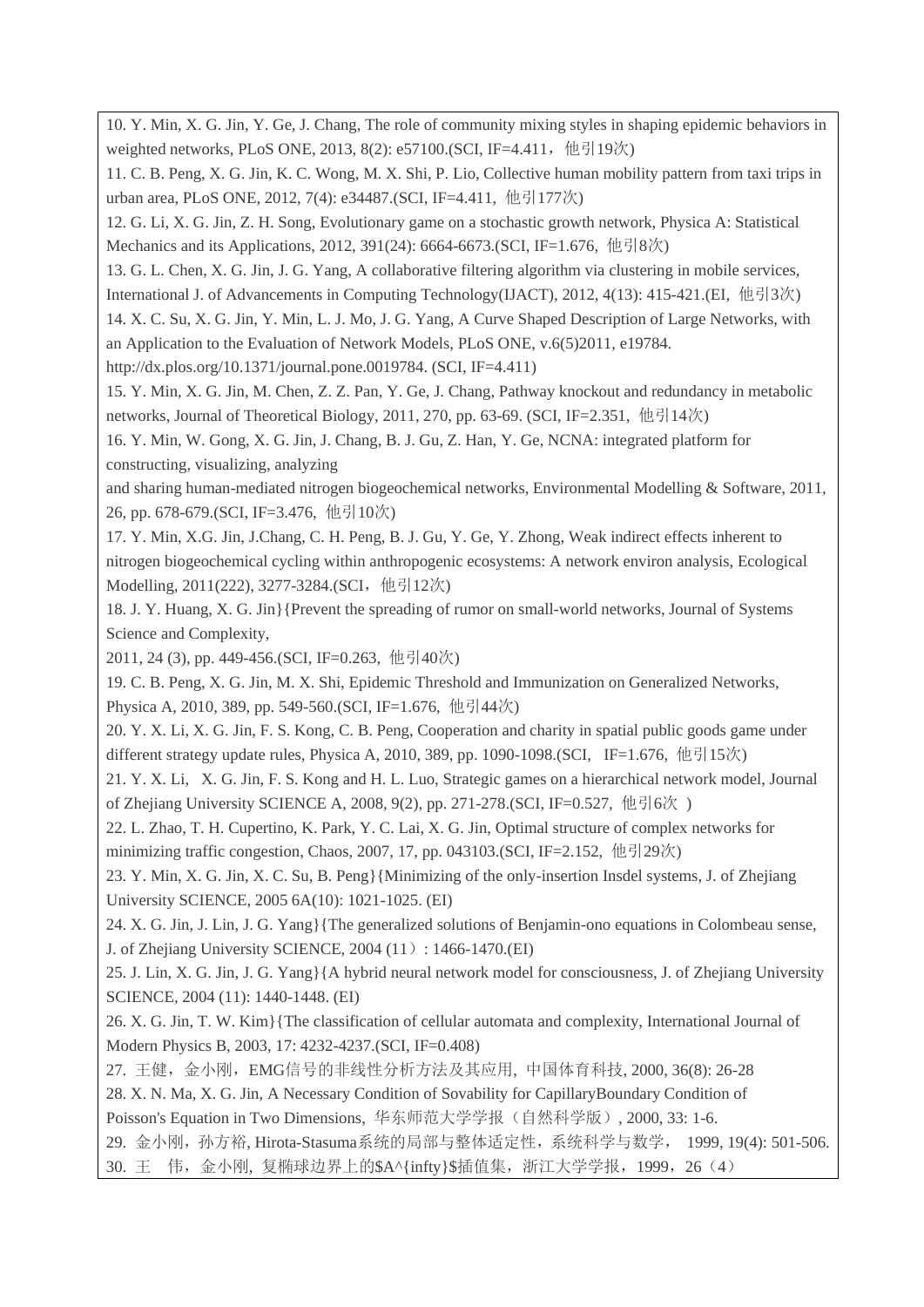10. Y. Min, X. G. Jin, Y. Ge, J. Chang, The role of community mixing styles in shaping epidemic behaviors in weighted networks, PLoS ONE, 2013, 8(2): e57100.(SCI, IF=4.411，他引19次)

11. C. B. Peng, X. G. Jin, K. C. Wong, M. X. Shi, P. Lio, Collective human mobility pattern from taxi trips in urban area, PLoS ONE, 2012, 7(4): e34487.(SCI, IF=4.411，他引177次)

12. G. Li, X. G. Jin, Z. H. Song, Evolutionary game on a stochastic growth network, Physica A: Statistical Mechanics and its Applications, 2012, 391(24): 6664-6673.(SCI, IF=1.676，他引8次)

13. G. L. Chen, X. G. Jin, J. G. Yang, A collaborative filtering algorithm via clustering in mobile services, International J. of Advancements in Computing Technology(IJACT), 2012, 4(13): 415-421.(EI，他引3次)

14. X. C. Su, X. G. Jin, Y. Min, L. J. Mo, J. G. Yang, A Curve Shaped Description of Large Networks, with an Application to the Evaluation of Network Models, PLoS ONE, v.6(5)2011, e19784. http://dx.plos.org/10.1371/journal.pone.0019784. (SCI, IF=4.411)

15. Y. Min, X. G. Jin, M. Chen, Z. Z. Pan, Y. Ge, J. Chang, Pathway knockout and redundancy in metabolic networks, Journal of Theoretical Biology, 2011, 270, pp. 63-69. (SCI, IF=2.351，他引14次)

16. Y. Min, W. Gong, X. G. Jin, J. Chang, B. J. Gu, Z. Han, Y. Ge, NCNA: integrated platform for constructing, visualizing, analyzing
and sharing human-mediated nitrogen biogeochemical networks, Environmental Modelling & Software, 2011, 26, pp. 678-679.(SCI, IF=3.476，他引10次)

17. Y. Min, X.G. Jin, J.Chang, C. H. Peng, B. J. Gu, Y. Ge, Y. Zhong, Weak indirect effects inherent to nitrogen biogeochemical cycling within anthropogenic ecosystems: A network environ analysis, Ecological Modelling, 2011(222), 3277-3284.(SCI，他引12次)

18. J. Y. Huang, X. G. Jin}{Prevent the spreading of rumor on small-world networks, Journal of Systems Science and Complexity,
2011, 24 (3), pp. 449-456.(SCI, IF=0.263，他引40次)

19. C. B. Peng, X. G. Jin, M. X. Shi, Epidemic Threshold and Immunization on Generalized Networks, Physica A, 2010, 389, pp. 549-560.(SCI, IF=1.676，他引44次)

20. Y. X. Li, X. G. Jin, F. S. Kong, C. B. Peng, Cooperation and charity in spatial public goods game under different strategy update rules, Physica A, 2010, 389, pp. 1090-1098.(SCI, IF=1.676，他引15次)

21. Y. X. Li, X. G. Jin, F. S. Kong and H. L. Luo, Strategic games on a hierarchical network model, Journal of Zhejiang University SCIENCE A, 2008, 9(2), pp. 271-278.(SCI, IF=0.527，他引6次)

22. L. Zhao, T. H. Cupertino, K. Park, Y. C. Lai, X. G. Jin, Optimal structure of complex networks for minimizing traffic congestion, Chaos, 2007, 17, pp. 043103.(SCI, IF=2.152，他引29次)

23. Y. Min, X. G. Jin, X. C. Su, B. Peng}{Minimizing of the only-insertion Insdel systems, J. of Zhejiang University SCIENCE, 2005 6A(10): 1021-1025. (EI)

24. X. G. Jin, J. Lin, J. G. Yang}{The generalized solutions of Benjamin-ono equations in Colombeau sense, J. of Zhejiang University SCIENCE, 2004 (11）: 1466-1470.(EI)

25. J. Lin, X. G. Jin, J. G. Yang}{A hybrid neural network model for consciousness, J. of Zhejiang University SCIENCE, 2004 (11): 1440-1448. (EI)

26. X. G. Jin, T. W. Kim}{The classification of cellular automata and complexity, International Journal of Modern Physics B, 2003, 17: 4232-4237.(SCI, IF=0.408)

27. 王健，金小刚，EMG信号的非线性分析方法及其应用，中国体育科技, 2000, 36(8): 26-28

28. X. N. Ma, X. G. Jin, A Necessary Condition of Sovability for CapillaryBoundary Condition of Poisson's Equation in Two Dimensions，华东师范大学学报（自然科学版）, 2000, 33: 1-6.

29. 金小刚，孙方裕, Hirota-Stasuma系统的局部与整体适定性，系统科学与数学， 1999, 19(4): 501-506.

30. 王 伟，金小刚，复椭球边界上的$A^{\infty}$插值集，浙江大学学报，1999，26（4）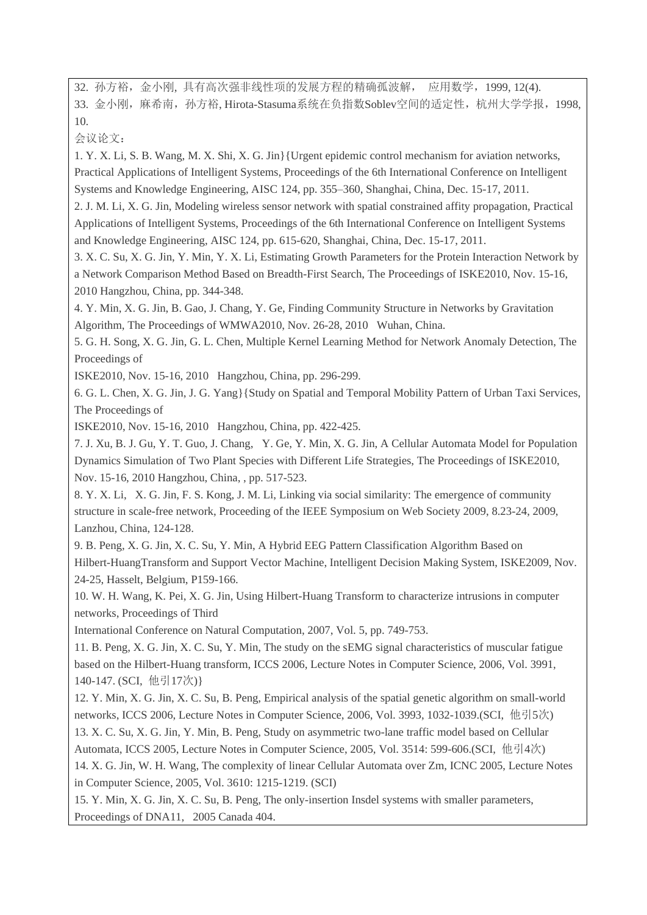32. 孙方裕，金小刚, 具有高次强非线性项的发展方程的精确孤波解， 应用数学，1999, 12(4).

33. 金小刚，麻希南，孙方裕, Hirota-Stasuma系统在负指数Soblev空间的适定性，杭州大学学报，1998, 10.

会议论文：

1. Y. X. Li, S. B. Wang, M. X. Shi, X. G. Jin}{Urgent epidemic control mechanism for aviation networks, Practical Applications of Intelligent Systems, Proceedings of the 6th International Conference on Intelligent Systems and Knowledge Engineering, AISC 124, pp. 355–360, Shanghai, China, Dec. 15-17, 2011.

2. J. M. Li, X. G. Jin, Modeling wireless sensor network with spatial constrained affity propagation, Practical Applications of Intelligent Systems, Proceedings of the 6th International Conference on Intelligent Systems and Knowledge Engineering, AISC 124, pp. 615-620, Shanghai, China, Dec. 15-17, 2011.

3. X. C. Su, X. G. Jin, Y. Min, Y. X. Li, Estimating Growth Parameters for the Protein Interaction Network by a Network Comparison Method Based on Breadth-First Search, The Proceedings of ISKE2010, Nov. 15-16, 2010 Hangzhou, China, pp. 344-348.

4. Y. Min, X. G. Jin, B. Gao, J. Chang, Y. Ge, Finding Community Structure in Networks by Gravitation Algorithm, The Proceedings of WMWA2010, Nov. 26-28, 2010 Wuhan, China.

5. G. H. Song, X. G. Jin, G. L. Chen, Multiple Kernel Learning Method for Network Anomaly Detection, The Proceedings of
ISKE2010, Nov. 15-16, 2010 Hangzhou, China, pp. 296-299.

6. G. L. Chen, X. G. Jin, J. G. Yang}{Study on Spatial and Temporal Mobility Pattern of Urban Taxi Services, The Proceedings of
ISKE2010, Nov. 15-16, 2010 Hangzhou, China, pp. 422-425.

7. J. Xu, B. J. Gu, Y. T. Guo, J. Chang, Y. Ge, Y. Min, X. G. Jin, A Cellular Automata Model for Population Dynamics Simulation of Two Plant Species with Different Life Strategies, The Proceedings of ISKE2010, Nov. 15-16, 2010 Hangzhou, China, , pp. 517-523.

8. Y. X. Li, X. G. Jin, F. S. Kong, J. M. Li, Linking via social similarity: The emergence of community structure in scale-free network, Proceeding of the IEEE Symposium on Web Society 2009, 8.23-24, 2009, Lanzhou, China, 124-128.

9. B. Peng, X. G. Jin, X. C. Su, Y. Min, A Hybrid EEG Pattern Classification Algorithm Based on Hilbert-HuangTransform and Support Vector Machine, Intelligent Decision Making System, ISKE2009, Nov. 24-25, Hasselt, Belgium, P159-166.

10. W. H. Wang, K. Pei, X. G. Jin, Using Hilbert-Huang Transform to characterize intrusions in computer networks, Proceedings of Third
International Conference on Natural Computation, 2007, Vol. 5, pp. 749-753.

11. B. Peng, X. G. Jin, X. C. Su, Y. Min, The study on the sEMG signal characteristics of muscular fatigue based on the Hilbert-Huang transform, ICCS 2006, Lecture Notes in Computer Science, 2006, Vol. 3991, 140-147. (SCI, 他引17次)}

12. Y. Min, X. G. Jin, X. C. Su, B. Peng, Empirical analysis of the spatial genetic algorithm on small-world networks, ICCS 2006, Lecture Notes in Computer Science, 2006, Vol. 3993, 1032-1039.(SCI, 他引5次)

13. X. C. Su, X. G. Jin, Y. Min, B. Peng, Study on asymmetric two-lane traffic model based on Cellular Automata, ICCS 2005, Lecture Notes in Computer Science, 2005, Vol. 3514: 599-606.(SCI, 他引4次)

14. X. G. Jin, W. H. Wang, The complexity of linear Cellular Automata over Zm, ICNC 2005, Lecture Notes in Computer Science, 2005, Vol. 3610: 1215-1219. (SCI)

15. Y. Min, X. G. Jin, X. C. Su, B. Peng, The only-insertion Insdel systems with smaller parameters, Proceedings of DNA11, 2005 Canada 404.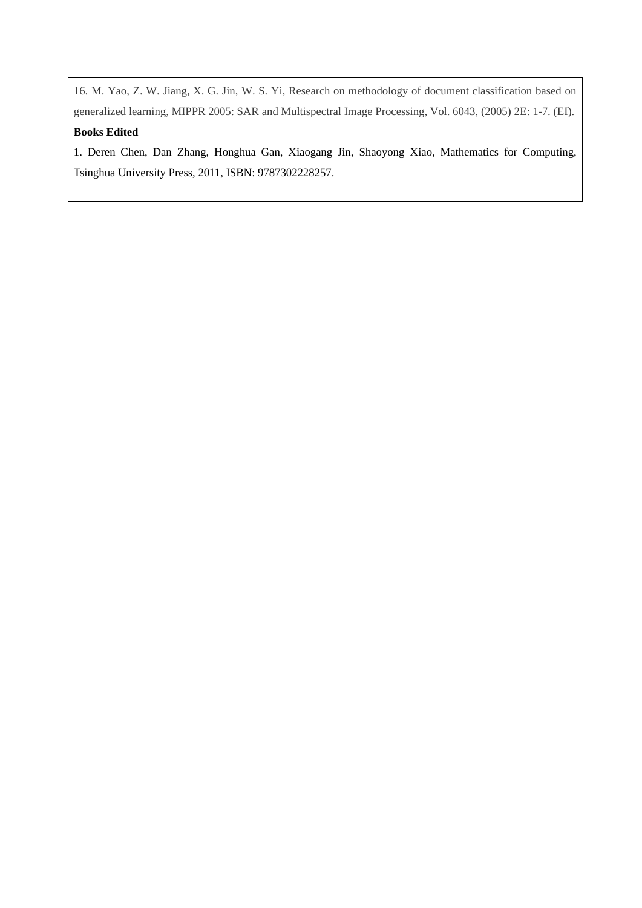16. M. Yao, Z. W. Jiang, X. G. Jin, W. S. Yi, Research on methodology of document classification based on generalized learning, MIPPR 2005: SAR and Multispectral Image Processing, Vol. 6043, (2005) 2E: 1-7. (EI).

**Books Edited**

1. Deren Chen, Dan Zhang, Honghua Gan, Xiaogang Jin, Shaoyong Xiao, Mathematics for Computing, Tsinghua University Press, 2011, ISBN: 9787302228257.